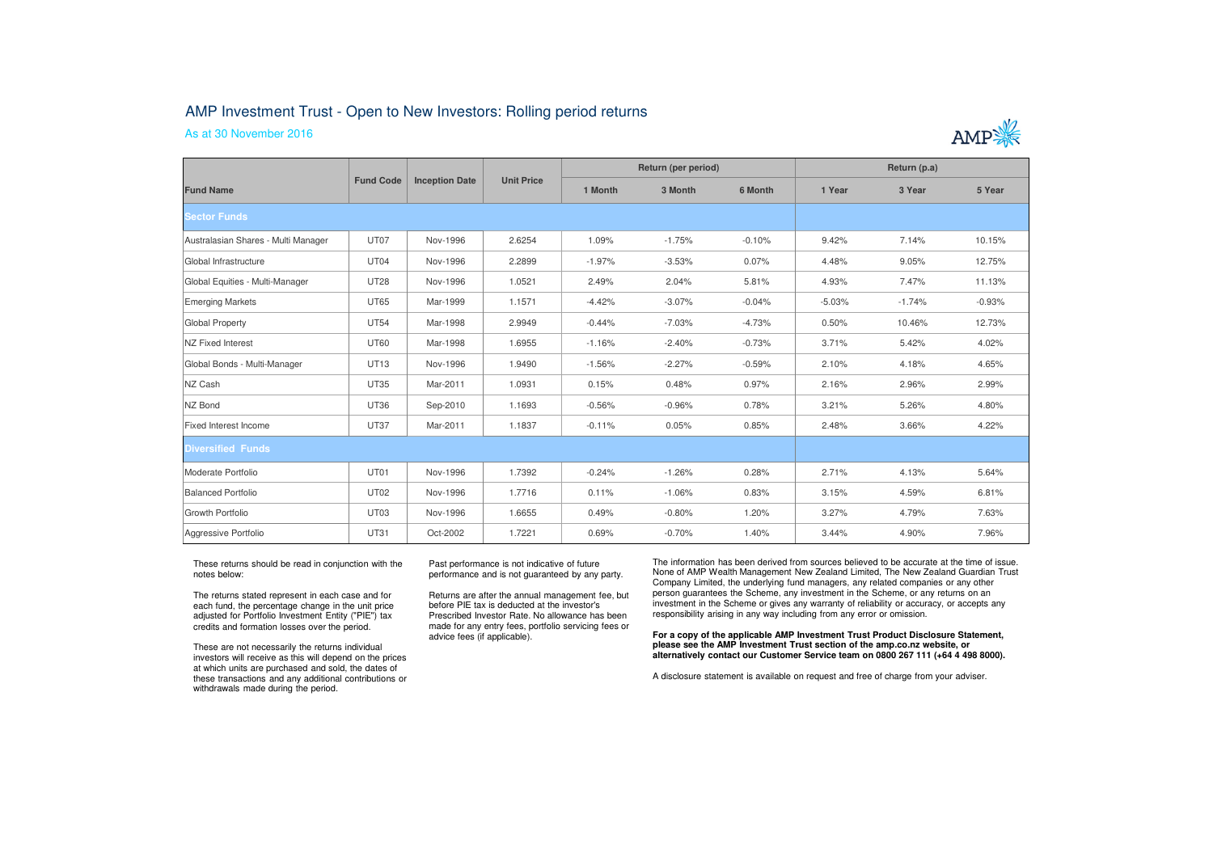# AMP Investment Trust - Open to New Investors: Rolling period returns

As at 30 November 2016

| Fund Name | Fund Code | Inception Date | Unit Price | Return (per period) | | | Return (p.a) | | |
|---|---|---|---|---|---|---|---|---|---|
| | | | | 1 Month | 3 Month | 6 Month | 1 Year | 3 Year | 5 Year |
| **Sector Funds** | | | | | | | | | |
| Australasian Shares - Multi Manager | UT07 | Nov-1996 | 2.6254 | 1.09% | -1.75% | -0.10% | 9.42% | 7.14% | 10.15% |
| Global Infrastructure | UT04 | Nov-1996 | 2.2899 | -1.97% | -3.53% | 0.07% | 4.48% | 9.05% | 12.75% |
| Global Equities - Multi-Manager | UT28 | Nov-1996 | 1.0521 | 2.49% | 2.04% | 5.81% | 4.93% | 7.47% | 11.13% |
| Emerging Markets | UT65 | Mar-1999 | 1.1571 | -4.42% | -3.07% | -0.04% | -5.03% | -1.74% | -0.93% |
| Global Property | UT54 | Mar-1998 | 2.9949 | -0.44% | -7.03% | -4.73% | 0.50% | 10.46% | 12.73% |
| NZ Fixed Interest | UT60 | Mar-1998 | 1.6955 | -1.16% | -2.40% | -0.73% | 3.71% | 5.42% | 4.02% |
| Global Bonds - Multi-Manager | UT13 | Nov-1996 | 1.9490 | -1.56% | -2.27% | -0.59% | 2.10% | 4.18% | 4.65% |
| NZ Cash | UT35 | Mar-2011 | 1.0931 | 0.15% | 0.48% | 0.97% | 2.16% | 2.96% | 2.99% |
| NZ Bond | UT36 | Sep-2010 | 1.1693 | -0.56% | -0.96% | 0.78% | 3.21% | 5.26% | 4.80% |
| Fixed Interest Income | UT37 | Mar-2011 | 1.1837 | -0.11% | 0.05% | 0.85% | 2.48% | 3.66% | 4.22% |
| **Diversified Funds** | | | | | | | | | |
| Moderate Portfolio | UT01 | Nov-1996 | 1.7392 | -0.24% | -1.26% | 0.28% | 2.71% | 4.13% | 5.64% |
| Balanced Portfolio | UT02 | Nov-1996 | 1.7716 | 0.11% | -1.06% | 0.83% | 3.15% | 4.59% | 6.81% |
| Growth Portfolio | UT03 | Nov-1996 | 1.6655 | 0.49% | -0.80% | 1.20% | 3.27% | 4.79% | 7.63% |
| Aggressive Portfolio | UT31 | Oct-2002 | 1.7221 | 0.69% | -0.70% | 1.40% | 3.44% | 4.90% | 7.96% |

These returns should be read in conjunction with the notes below:

The returns stated represent in each case and for each fund, the percentage change in the unit price adjusted for Portfolio Investment Entity ("PIE") tax credits and formation losses over the period.

These are not necessarily the returns individual investors will receive as this will depend on the prices at which units are purchased and sold, the dates of these transactions and any additional contributions or withdrawals made during the period.

Past performance is not indicative of future performance and is not guaranteed by any party.

Returns are after the annual management fee, but before PIE tax is deducted at the investor's Prescribed Investor Rate. No allowance has been made for any entry fees, portfolio servicing fees or advice fees (if applicable).

The information has been derived from sources believed to be accurate at the time of issue. None of AMP Wealth Management New Zealand Limited, The New Zealand Guardian Trust Company Limited, the underlying fund managers, any related companies or any other person guarantees the Scheme, any investment in the Scheme, or any returns on an investment in the Scheme or gives any warranty of reliability or accuracy, or accepts any responsibility arising in any way including from any error or omission.

**For a copy of the applicable AMP Investment Trust Product Disclosure Statement, please see the AMP Investment Trust section of the amp.co.nz website, or alternatively contact our Customer Service team on 0800 267 111 (+64 4 498 8000).**

A disclosure statement is available on request and free of charge from your adviser.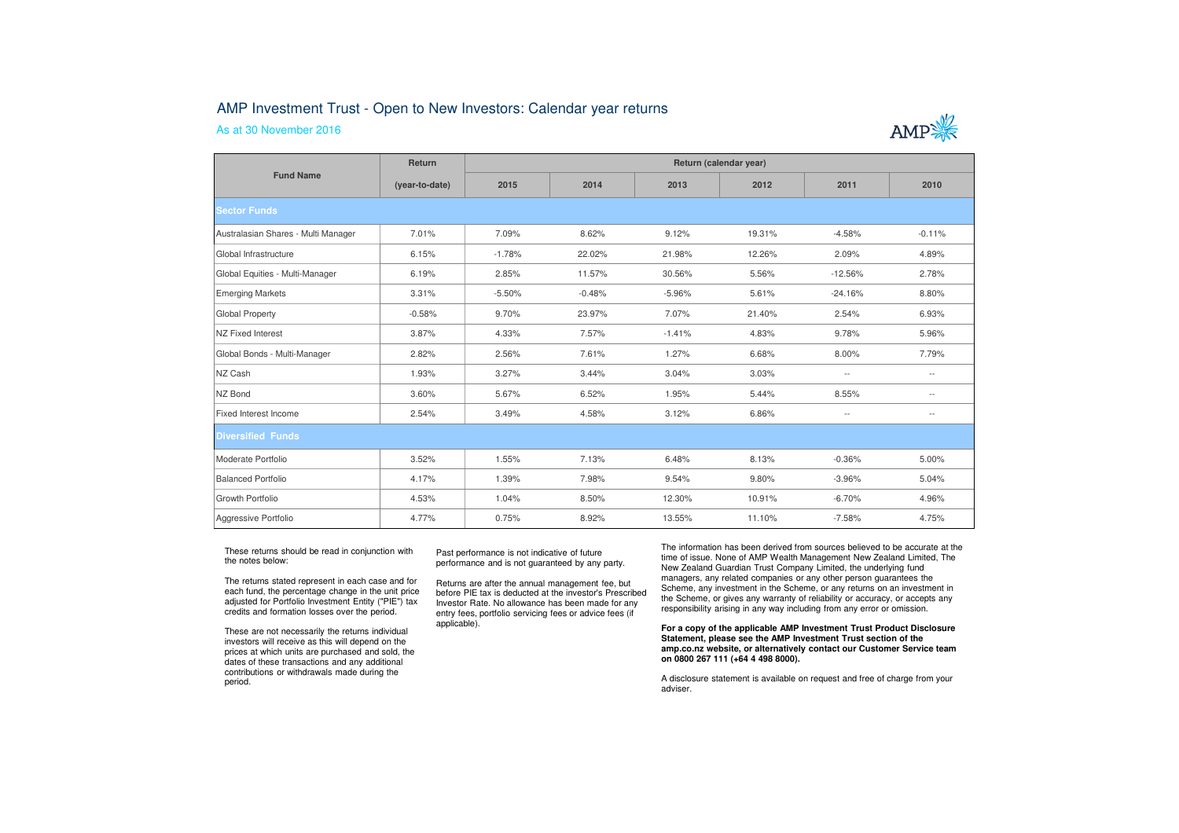# AMP Investment Trust - Open to New Investors: Calendar year returns

As at 30 November 2016

| Fund Name | Return (year-to-date) | Return (calendar year) | | | | | |
|---|---|---|---|---|---|---|---|
| | | 2015 | 2014 | 2013 | 2012 | 2011 | 2010 |
| **Sector Funds** | | | | | | | |
| Australasian Shares - Multi Manager | 7.01% | 7.09% | 8.62% | 9.12% | 19.31% | -4.58% | -0.11% |
| Global Infrastructure | 6.15% | -1.78% | 22.02% | 21.98% | 12.26% | 2.09% | 4.89% |
| Global Equities - Multi-Manager | 6.19% | 2.85% | 11.57% | 30.56% | 5.56% | -12.56% | 2.78% |
| Emerging Markets | 3.31% | -5.50% | -0.48% | -5.96% | 5.61% | -24.16% | 8.80% |
| Global Property | -0.58% | 9.70% | 23.97% | 7.07% | 21.40% | 2.54% | 6.93% |
| NZ Fixed Interest | 3.87% | 4.33% | 7.57% | -1.41% | 4.83% | 9.78% | 5.96% |
| Global Bonds - Multi-Manager | 2.82% | 2.56% | 7.61% | 1.27% | 6.68% | 8.00% | 7.79% |
| NZ Cash | 1.93% | 3.27% | 3.44% | 3.04% | 3.03% | -- | -- |
| NZ Bond | 3.60% | 5.67% | 6.52% | 1.95% | 5.44% | 8.55% | -- |
| Fixed Interest Income | 2.54% | 3.49% | 4.58% | 3.12% | 6.86% | -- | -- |
| **Diversified Funds** | | | | | | | |
| Moderate Portfolio | 3.52% | 1.55% | 7.13% | 6.48% | 8.13% | -0.36% | 5.00% |
| Balanced Portfolio | 4.17% | 1.39% | 7.98% | 9.54% | 9.80% | -3.96% | 5.04% |
| Growth Portfolio | 4.53% | 1.04% | 8.50% | 12.30% | 10.91% | -6.70% | 4.96% |
| Aggressive Portfolio | 4.77% | 0.75% | 8.92% | 13.55% | 11.10% | -7.58% | 4.75% |

These returns should be read in conjunction with the notes below:

The returns stated represent in each case and for each fund, the percentage change in the unit price adjusted for Portfolio Investment Entity ("PIE") tax credits and formation losses over the period.

These are not necessarily the returns individual investors will receive as this will depend on the prices at which units are purchased and sold, the dates of these transactions and any additional contributions or withdrawals made during the period.

Past performance is not indicative of future performance and is not guaranteed by any party.

Returns are after the annual management fee, but before PIE tax is deducted at the investor's Prescribed Investor Rate. No allowance has been made for any entry fees, portfolio servicing fees or advice fees (if applicable).

The information has been derived from sources believed to be accurate at the time of issue. None of AMP Wealth Management New Zealand Limited, The New Zealand Guardian Trust Company Limited, the underlying fund managers, any related companies or any other person guarantees the Scheme, any investment in the Scheme, or any returns on an investment in the Scheme, or gives any warranty of reliability or accuracy, or accepts any responsibility arising in any way including from any error or omission.

**For a copy of the applicable AMP Investment Trust Product Disclosure Statement, please see the AMP Investment Trust section of the amp.co.nz website, or alternatively contact our Customer Service team on 0800 267 111 (+64 4 498 8000).**

A disclosure statement is available on request and free of charge from your adviser.